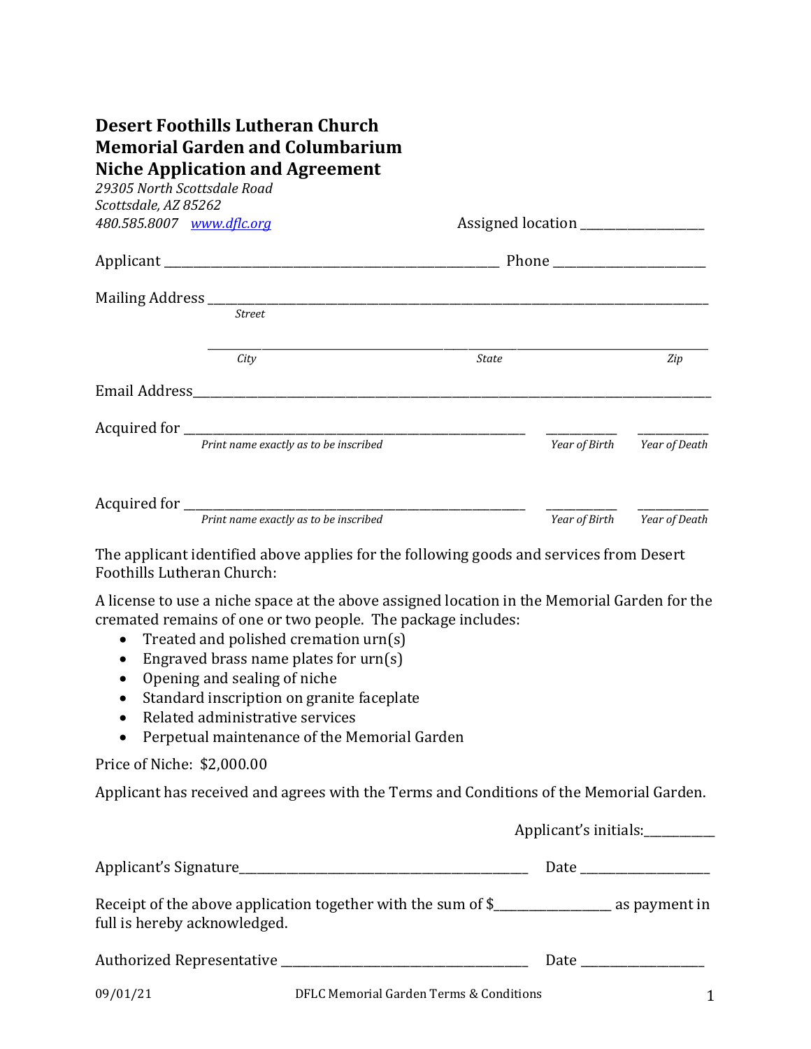# Desert Foothills Lutheran Church
# Memorial Garden and Columbarium
# Niche Application and Agreement

*29305 North Scottsdale Road*
*Scottsdale, AZ 85262*
*480.585.8007* *www.dflc.org*

Assigned location ___________________

Applicant ____________________________________________________ Phone ________________________

Mailing Address ____________________________________________________________________________
*Street*

____________________________________________________________________________
*City* *State* *Zip*

Email Address_______________________________________________________________________________

Acquired for ________________________________________________ ___________ ___________
*Print name exactly as to be inscribed* *Year of Birth* *Year of Death*

Acquired for ________________________________________________ ___________ ___________
*Print name exactly as to be inscribed* *Year of Birth* *Year of Death*

The applicant identified above applies for the following goods and services from Desert Foothills Lutheran Church:

A license to use a niche space at the above assigned location in the Memorial Garden for the cremated remains of one or two people. The package includes:

- Treated and polished cremation urn(s)
- Engraved brass name plates for urn(s)
- Opening and sealing of niche
- Standard inscription on granite faceplate
- Related administrative services
- Perpetual maintenance of the Memorial Garden

Price of Niche: $2,000.00

Applicant has received and agrees with the Terms and Conditions of the Memorial Garden.

Applicant's initials:___________

Applicant's Signature_____________________________________________ Date ___________________

Receipt of the above application together with the sum of $_________________ as payment in full is hereby acknowledged.

Authorized Representative ______________________________________ Date __________________

09/01/21 DFLC Memorial Garden Terms & Conditions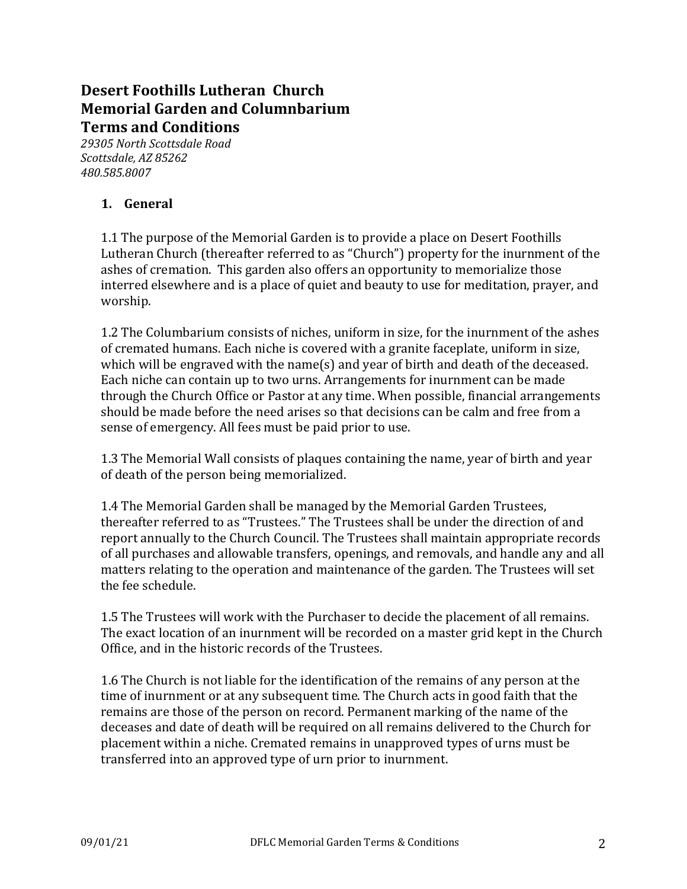# Desert Foothills Lutheran Church
# Memorial Garden and Columnbarium
# Terms and Conditions

*29305 North Scottsdale Road*
*Scottsdale, AZ 85262*
*480.585.8007*

## 1. General

1.1 The purpose of the Memorial Garden is to provide a place on Desert Foothills Lutheran Church (thereafter referred to as "Church") property for the inurnment of the ashes of cremation. This garden also offers an opportunity to memorialize those interred elsewhere and is a place of quiet and beauty to use for meditation, prayer, and worship.

1.2 The Columbarium consists of niches, uniform in size, for the inurnment of the ashes of cremated humans. Each niche is covered with a granite faceplate, uniform in size, which will be engraved with the name(s) and year of birth and death of the deceased. Each niche can contain up to two urns. Arrangements for inurnment can be made through the Church Office or Pastor at any time. When possible, financial arrangements should be made before the need arises so that decisions can be calm and free from a sense of emergency. All fees must be paid prior to use.

1.3 The Memorial Wall consists of plaques containing the name, year of birth and year of death of the person being memorialized.

1.4 The Memorial Garden shall be managed by the Memorial Garden Trustees, thereafter referred to as "Trustees." The Trustees shall be under the direction of and report annually to the Church Council. The Trustees shall maintain appropriate records of all purchases and allowable transfers, openings, and removals, and handle any and all matters relating to the operation and maintenance of the garden. The Trustees will set the fee schedule.

1.5 The Trustees will work with the Purchaser to decide the placement of all remains. The exact location of an inurnment will be recorded on a master grid kept in the Church Office, and in the historic records of the Trustees.

1.6 The Church is not liable for the identification of the remains of any person at the time of inurnment or at any subsequent time. The Church acts in good faith that the remains are those of the person on record. Permanent marking of the name of the deceases and date of death will be required on all remains delivered to the Church for placement within a niche. Cremated remains in unapproved types of urns must be transferred into an approved type of urn prior to inurnment.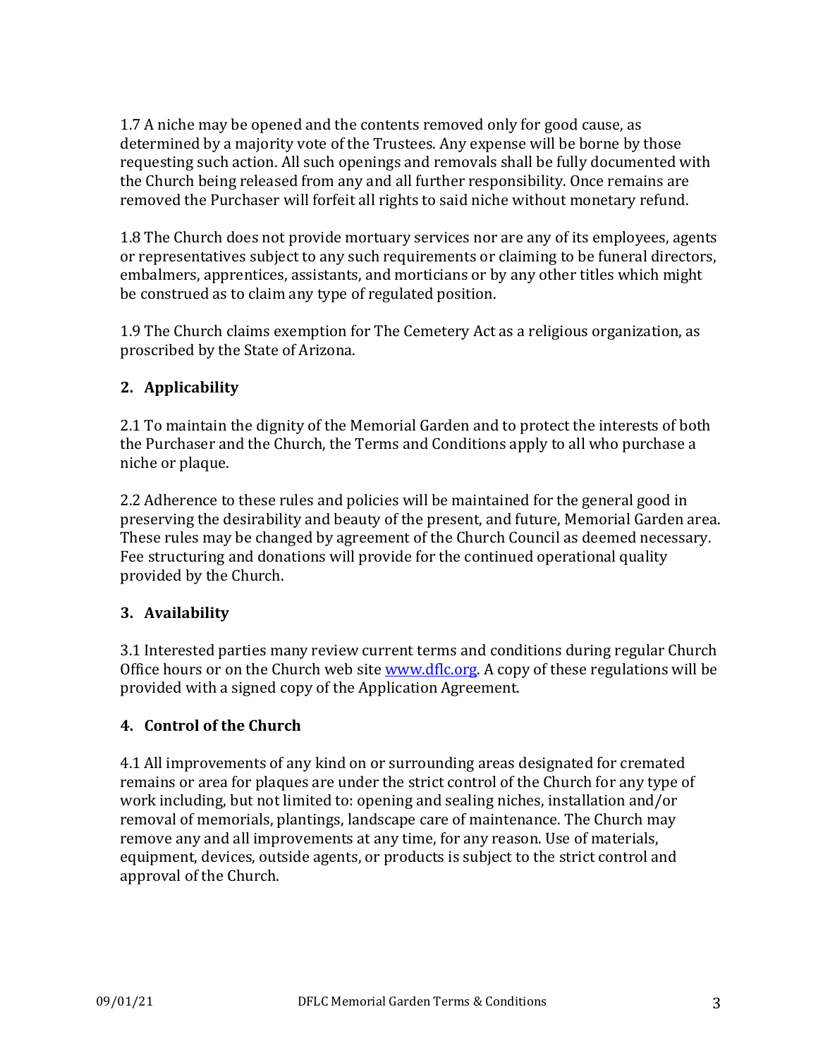1.7 A niche may be opened and the contents removed only for good cause, as determined by a majority vote of the Trustees. Any expense will be borne by those requesting such action. All such openings and removals shall be fully documented with the Church being released from any and all further responsibility. Once remains are removed the Purchaser will forfeit all rights to said niche without monetary refund.

1.8 The Church does not provide mortuary services nor are any of its employees, agents or representatives subject to any such requirements or claiming to be funeral directors, embalmers, apprentices, assistants, and morticians or by any other titles which might be construed as to claim any type of regulated position.

1.9 The Church claims exemption for The Cemetery Act as a religious organization, as proscribed by the State of Arizona.

## 2. Applicability

2.1 To maintain the dignity of the Memorial Garden and to protect the interests of both the Purchaser and the Church, the Terms and Conditions apply to all who purchase a niche or plaque.

2.2 Adherence to these rules and policies will be maintained for the general good in preserving the desirability and beauty of the present, and future, Memorial Garden area. These rules may be changed by agreement of the Church Council as deemed necessary. Fee structuring and donations will provide for the continued operational quality provided by the Church.

## 3. Availability

3.1 Interested parties many review current terms and conditions during regular Church Office hours or on the Church web site [www.dflc.org](http://www.dflc.org). A copy of these regulations will be provided with a signed copy of the Application Agreement.

## 4. Control of the Church

4.1 All improvements of any kind on or surrounding areas designated for cremated remains or area for plaques are under the strict control of the Church for any type of work including, but not limited to: opening and sealing niches, installation and/or removal of memorials, plantings, landscape care of maintenance. The Church may remove any and all improvements at any time, for any reason. Use of materials, equipment, devices, outside agents, or products is subject to the strict control and approval of the Church.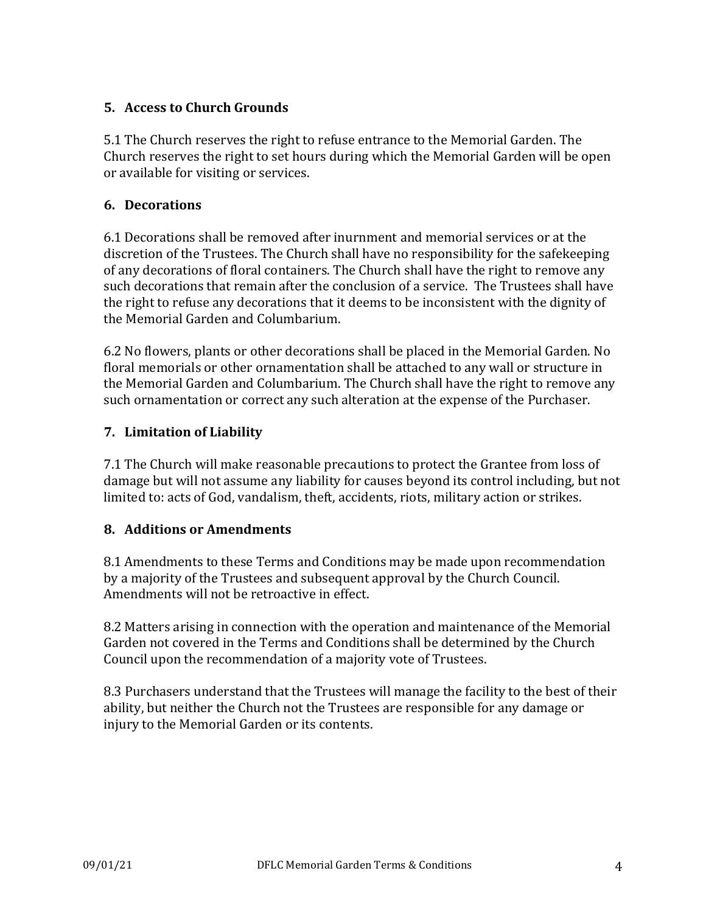### 5. Access to Church Grounds

5.1 The Church reserves the right to refuse entrance to the Memorial Garden. The Church reserves the right to set hours during which the Memorial Garden will be open or available for visiting or services.

### 6. Decorations

6.1 Decorations shall be removed after inurnment and memorial services or at the discretion of the Trustees. The Church shall have no responsibility for the safekeeping of any decorations of floral containers. The Church shall have the right to remove any such decorations that remain after the conclusion of a service. The Trustees shall have the right to refuse any decorations that it deems to be inconsistent with the dignity of the Memorial Garden and Columbarium.

6.2 No flowers, plants or other decorations shall be placed in the Memorial Garden. No floral memorials or other ornamentation shall be attached to any wall or structure in the Memorial Garden and Columbarium. The Church shall have the right to remove any such ornamentation or correct any such alteration at the expense of the Purchaser.

### 7. Limitation of Liability

7.1 The Church will make reasonable precautions to protect the Grantee from loss of damage but will not assume any liability for causes beyond its control including, but not limited to: acts of God, vandalism, theft, accidents, riots, military action or strikes.

### 8. Additions or Amendments

8.1 Amendments to these Terms and Conditions may be made upon recommendation by a majority of the Trustees and subsequent approval by the Church Council. Amendments will not be retroactive in effect.

8.2 Matters arising in connection with the operation and maintenance of the Memorial Garden not covered in the Terms and Conditions shall be determined by the Church Council upon the recommendation of a majority vote of Trustees.

8.3 Purchasers understand that the Trustees will manage the facility to the best of their ability, but neither the Church not the Trustees are responsible for any damage or injury to the Memorial Garden or its contents.